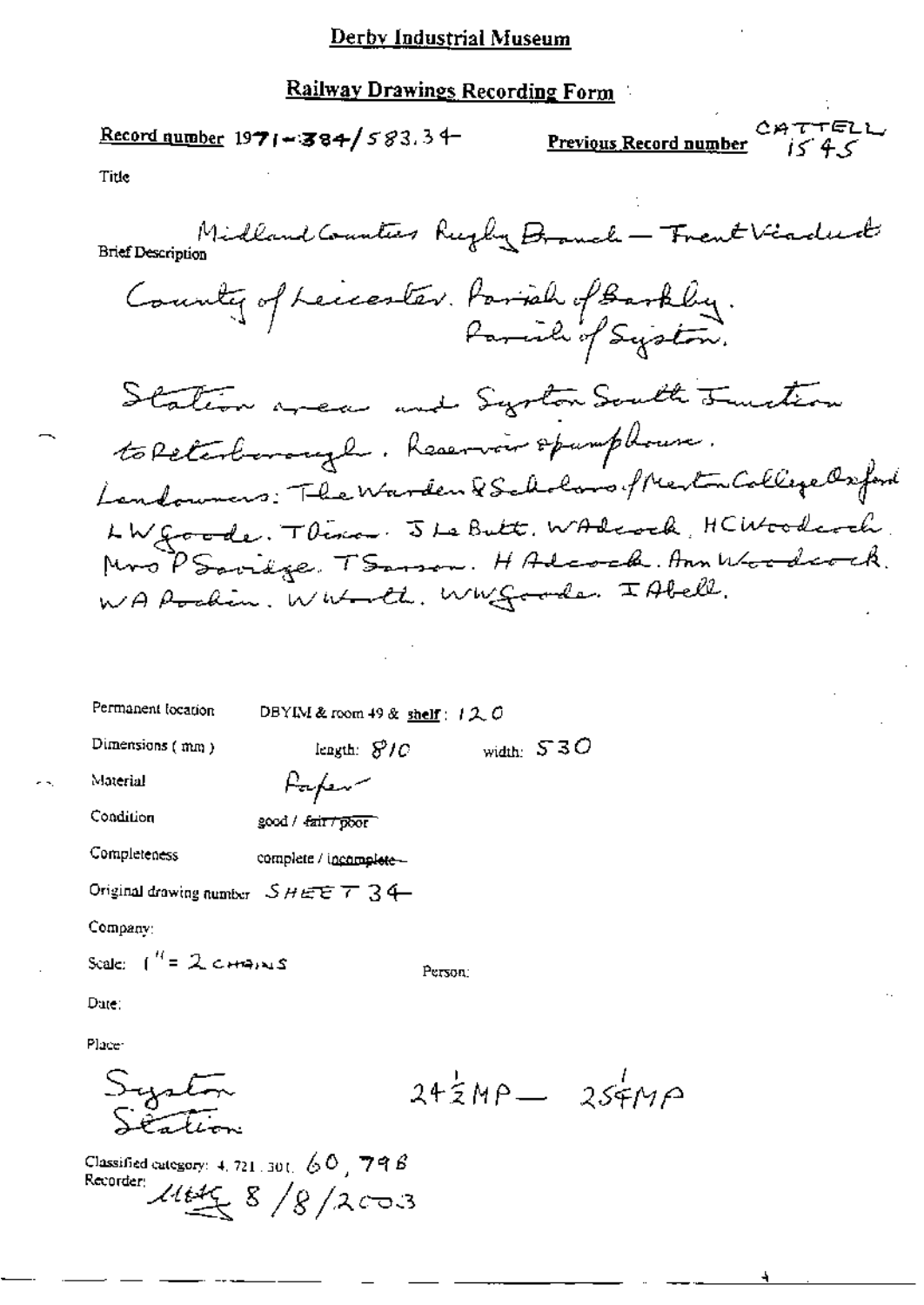# Derby Industrial Museum

## Railway Drawings Recording Form

**Record number** 1971-384/583.34

**Previous Record number** CATTELL 1545

Title

**Brief Description** Midland Counties Rugby Branch — Trent Viaduct

County of Leicester. Parish of Barkby. Parish of Syston.

Station area and Syston South Junction to Peterborough. Reservoir & pumphouse.

Landowners: The Warden & Scholars of Merton College Oxford. LW Goode. T Dixon. J Le Butt. W Adcock. H C Woodcock. Mrs P Savidge. T Sarson. H Adcock. Ann Woodcock. W A Pochin. W Worth. W W Goode. I Abell.

Permanent location DBYIM & room 49 & shelf: 120

Dimensions (mm) length: 810 width: 530

Material Paper

Condition good / ~~fair / poor~~

Completeness complete / ~~incomplete~~

Original drawing number SHEET 34

Company:

Scale: 1" = 2 CHAINS

Person:

Date:

Place: Syston Station

24½MP — 25¼MP

Classified category: 4.721.301. 60, 798

Recorder: [initials] 8/8/2003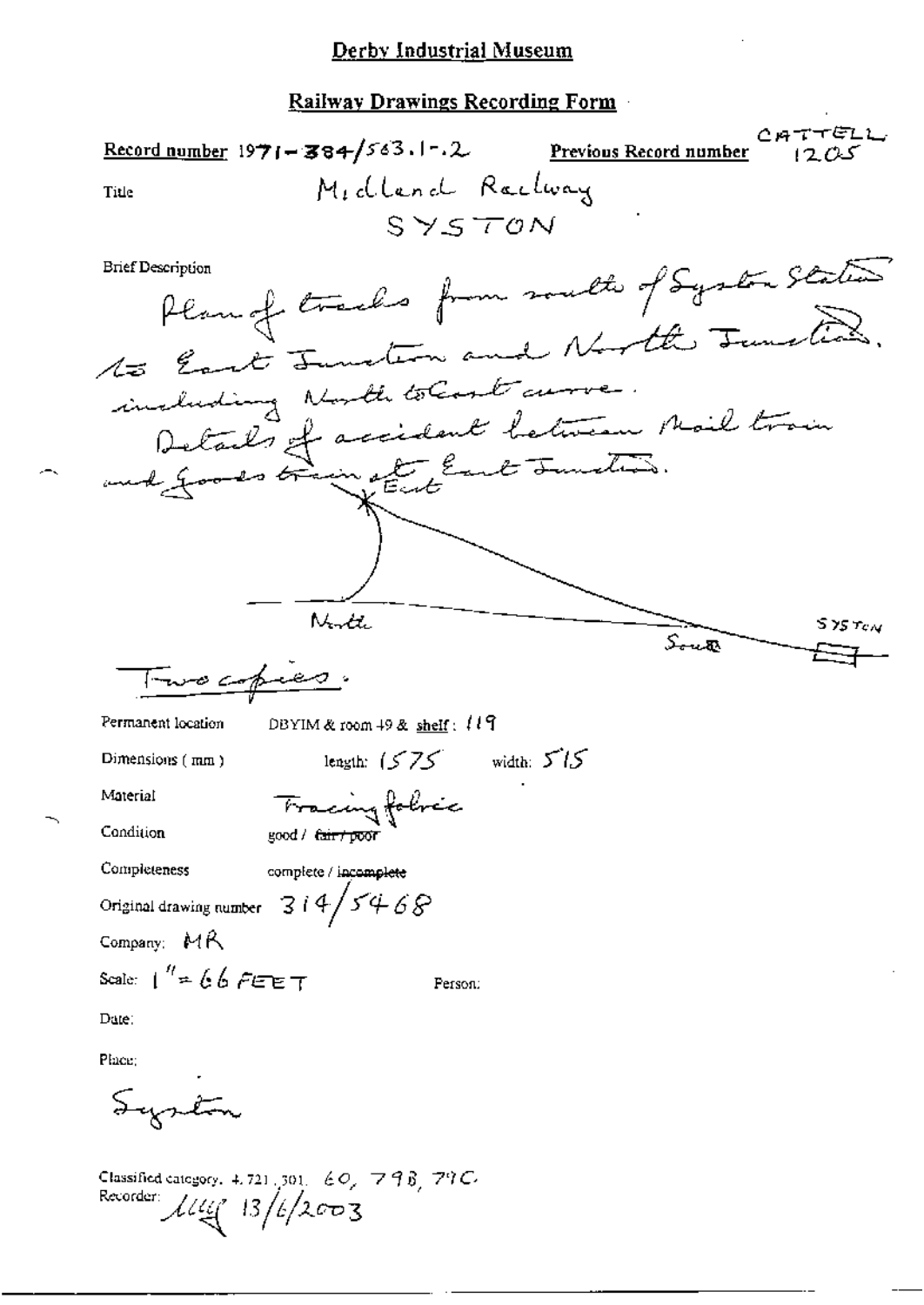# Derby Industrial Museum

## Railway Drawings Recording Form

**Record number** 1971-384/563.1-.2 **Previous Record number** CATTELL 1205

Title: Midland Railway SYSTON

Brief Description

Plan of tracks from south of Syston Station to East Junction and North Junction, including North to East curve. Details of accident between Mail train and Goods train at East Junction.

East

North

South

SYSTON

Two copies.

Permanent location: DBYIM & room 49 & shelf: 119

Dimensions (mm): length: 1575 width: 515

Material: Tracing fabric

Condition: good / ~~fair / poor~~

Completeness: complete / ~~incomplete~~

Original drawing number: 314/5468

Company: MR

Scale: 1" = 66 FEET

Person:

Date:

Place: Syston

Classified category. 4.721.301. 60, 79B, 79C.

Recorder: [signature] 13/6/2003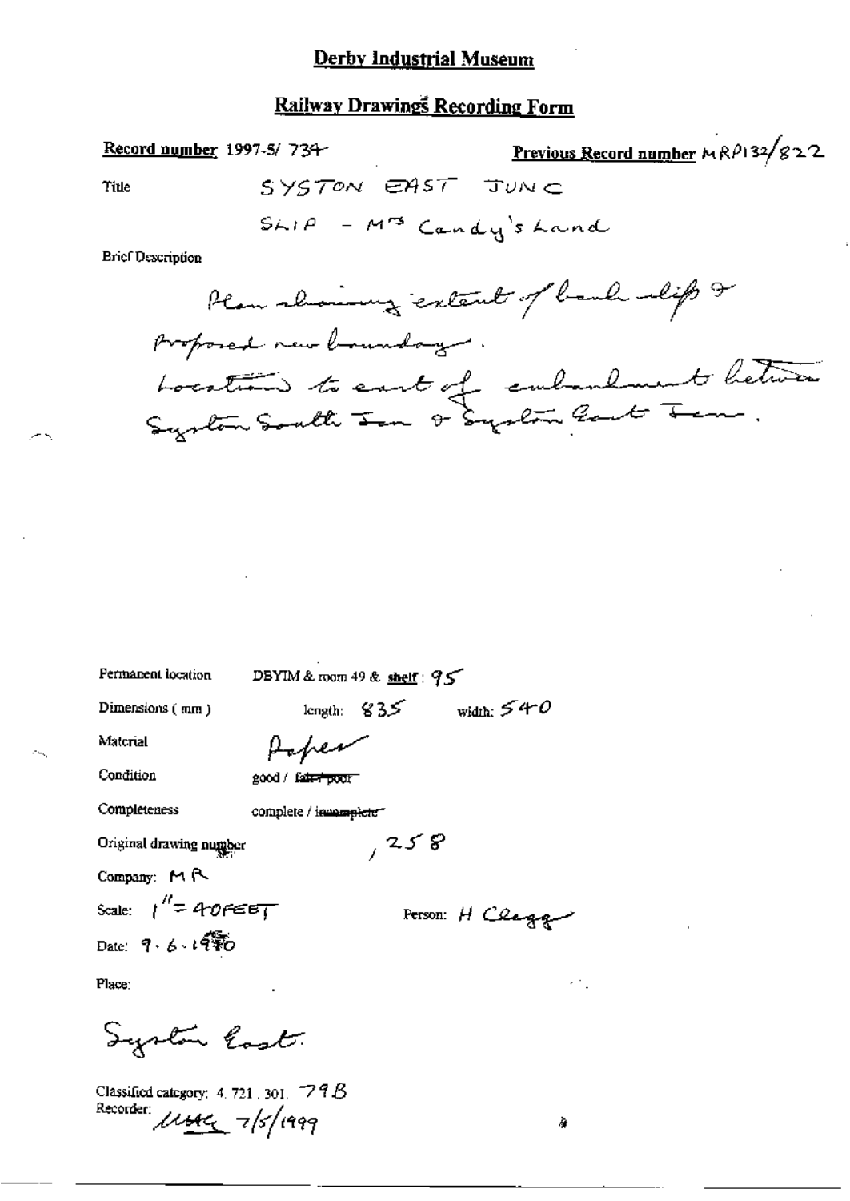# Derby Industrial Museum

## Railway Drawings Recording Form

**Record number** 1997-5/ 734

**Previous Record number** MRP132/822

Title SYSTON EAST JUNC

SLIP - Mrs Candy's Land

Brief Description

Plan showing extent of bank slip & proposed new boundary.
Location to east of embankment between Syston South Jun & Syston East Jun.

Permanent location DBYIM & room 49 & **shelf**: 95

Dimensions (mm) length: 835 width: 540

Material Paper

Condition good / ~~fair / poor~~

Completeness complete / ~~incomplete~~

Original drawing number , 258

Company: MR

Scale: 1" = 40FEET

Person: H Clegg

Date: 9.6.1950

Place:

Syston East.

Classified category: 4. 721, 301, 79B

Recorder: [signature] 7/5/1999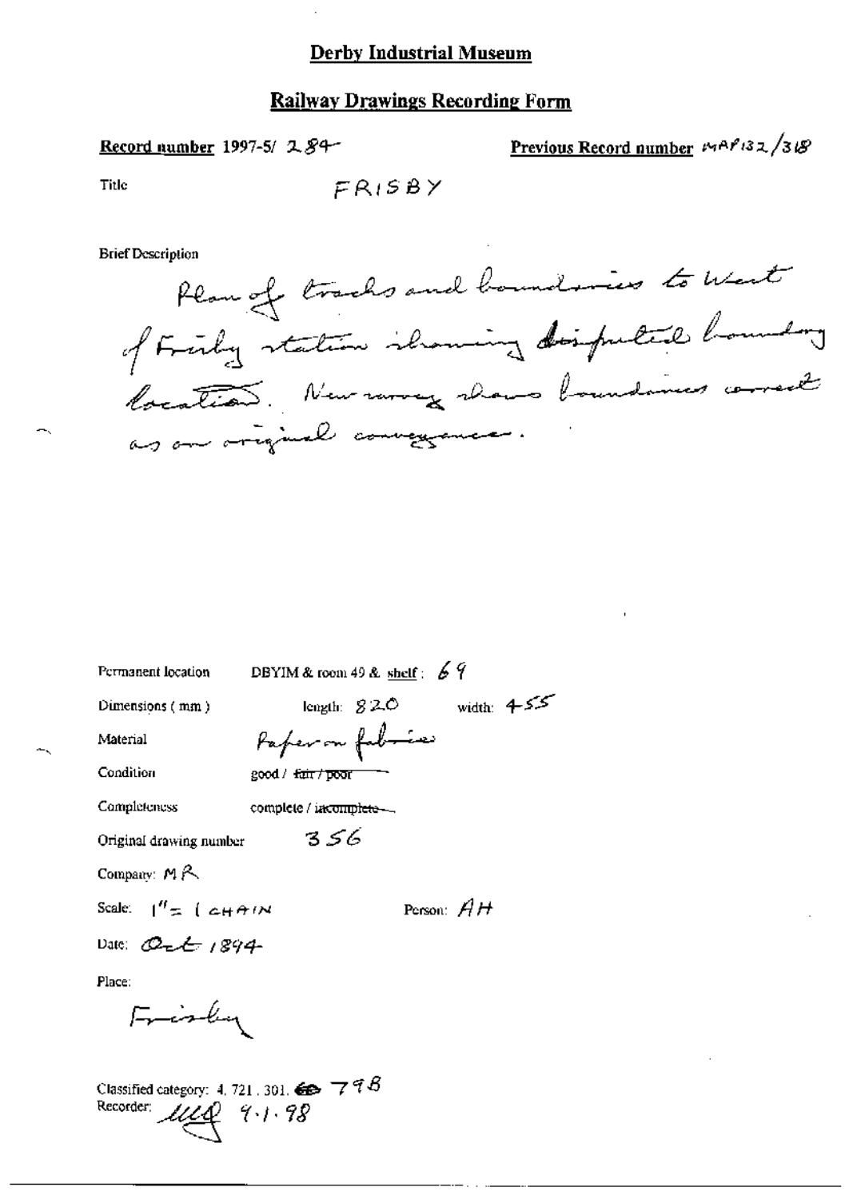**Derby Industrial Museum**

**Railway Drawings Recording Form**

**Record number** 1997-5/ 284

**Previous Record number** MAP132/318

Title FRISBY

Brief Description

Plan of tracks and boundaries to West of Frisby station showing disputed boundary location. New survey shows boundaries correct as on original conveyance.

Permanent location DBYIM & room 49 & shelf: 69

Dimensions (mm) length: 820 width: 455

Material Paper on fabric

Condition good / ~~fair / poor~~

Completeness complete / ~~incomplete~~

Original drawing number 356

Company: MR

Scale: 1" = 1 CHAIN

Person: AH

Date: Oct 1894

Place:

Frisby

Classified category: 4. 721. 301. ~~60~~ 798

Recorder: MLD 9.1.98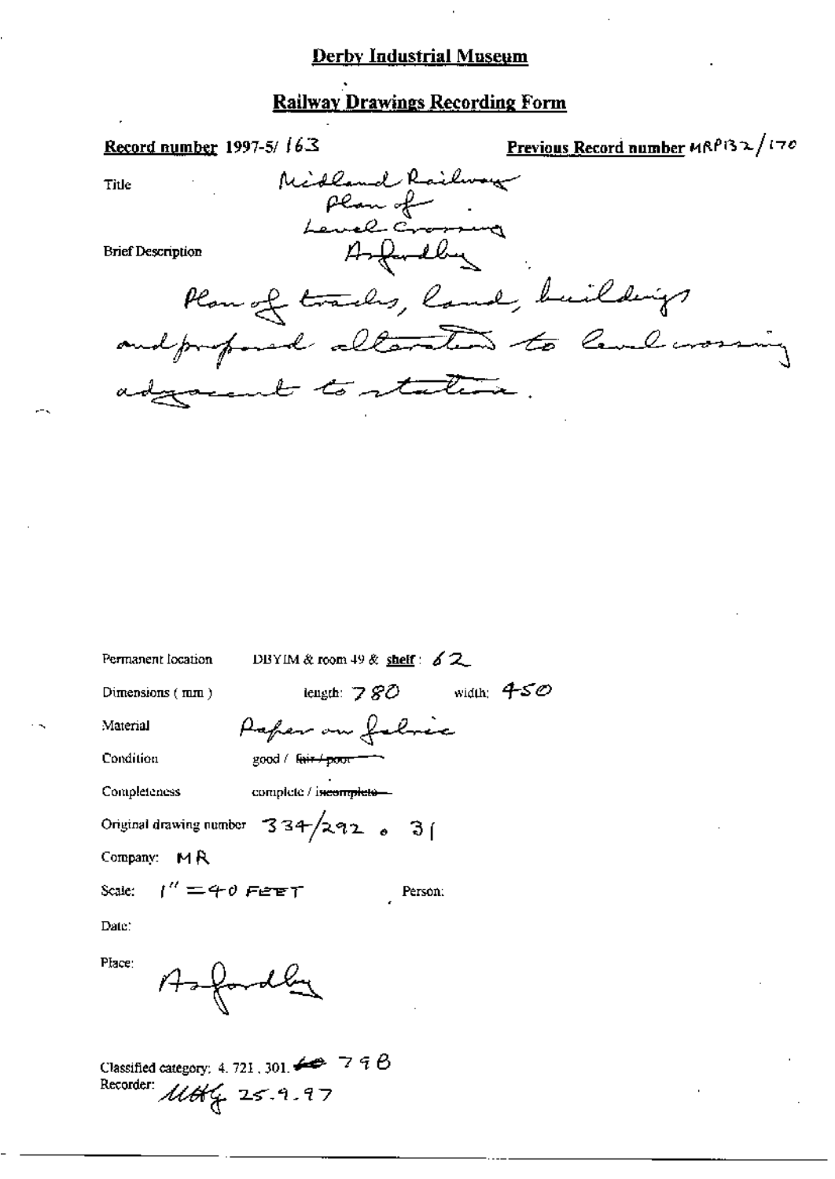**Derby Industrial Museum**

**Railway Drawings Recording Form**

**Record number** 1997-5/ 163

**Previous Record number** MRP132/170

Title: Midland Railway Plan of Level Crossing Asfordby

Brief Description: Plan of tracks, land, buildings and proposed alteration to level crossing adjacent to station.

Permanent location: DBYIM & room 49 & **shelf**: 62

Dimensions (mm): length: 780 width: 450

Material: Paper on fabric

Condition: good / ~~fair / poor~~

Completeness: complete / ~~incomplete~~

Original drawing number: 334/292 . 31

Company: MR

Scale: 1" = 40 FEET

Person:

Date:

Place: Asfordby

Classified category: 4. 721, 301. ~~60~~ 79B

Recorder: MHG 25.9.97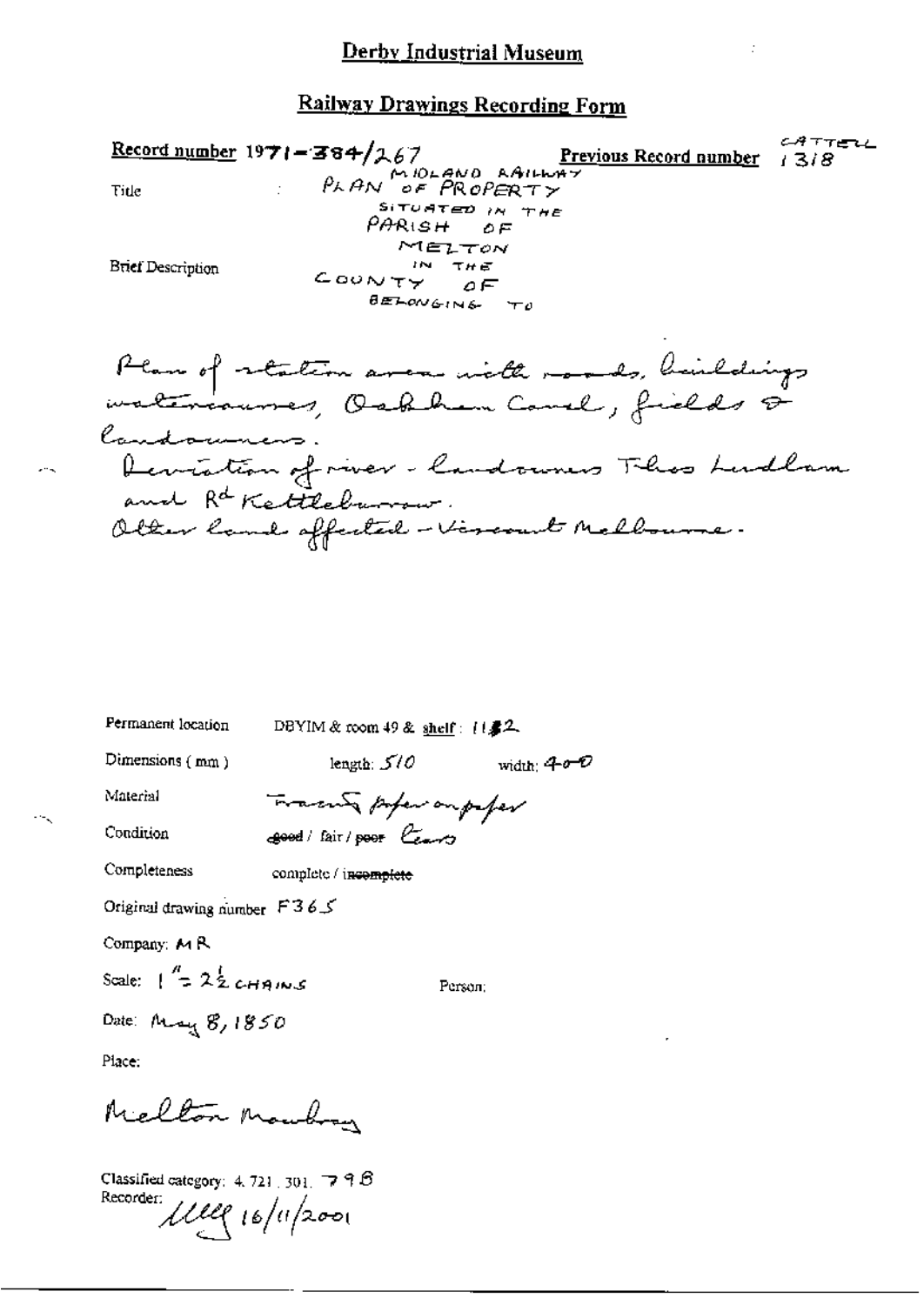# Derby Industrial Museum

## Railway Drawings Recording Form

**Record number** 1971-384/267 **Previous Record number** CATTELL 1318

Title: MIDLAND RAILWAY PLAN OF PROPERTY SITUATED IN THE PARISH OF MELTON IN THE COUNTY OF BELONGING TO

Brief Description

Plan of station area with roads, buildings, watercourses, Oakham Canal, fields & landowners.
Deviation of river - landowners Thos Ludlam and R^d Kettleburrow.
Other land affected - Viscount Melbourne.

Permanent location: DBYIM & room 49 & shelf: 11/2

Dimensions (mm): length: 510 width: 400

Material: Tracing paper on paper

Condition: ~~good~~ / fair / ~~poor~~ Tears

Completeness: complete / ~~incomplete~~

Original drawing number: F365

Company: MR

Scale: 1" = 2½ CHAINS

Person:

Date: May 8, 1850

Place:

Melton Mowbray

Classified category: 4.721.301.798

Recorder: [signature] 16/11/2001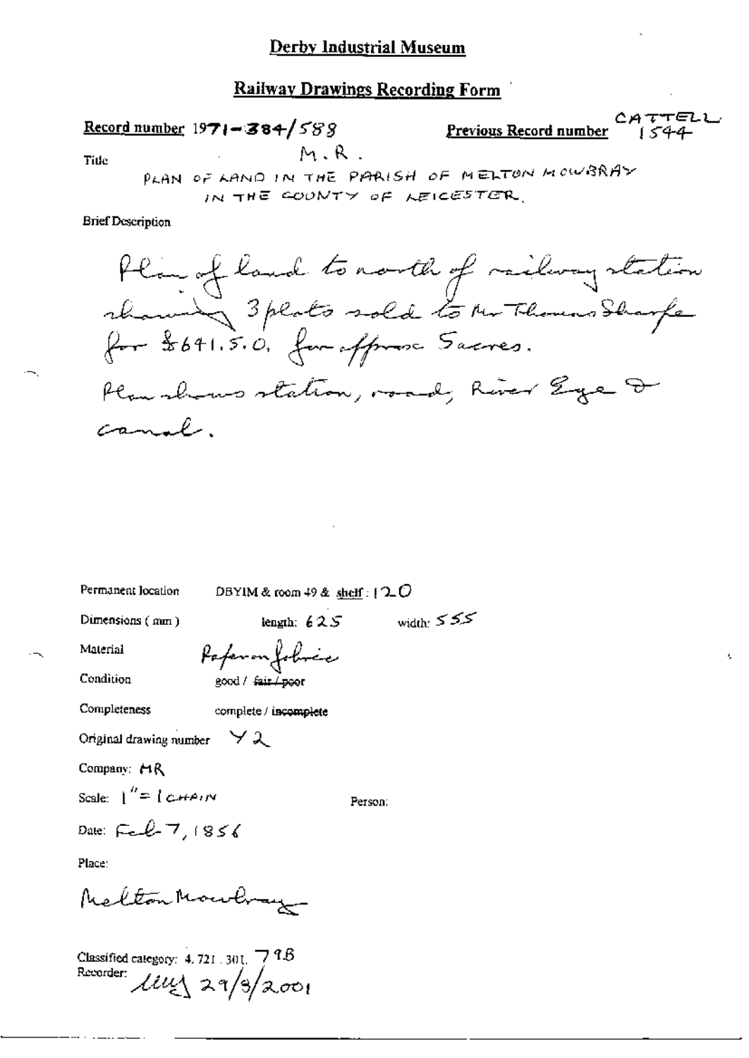# Derby Industrial Museum

## Railway Drawings Recording Form

**Record number** 1971-384/588

**Previous Record number** CATTELL 1544

Title M.R.

PLAN OF LAND IN THE PARISH OF MELTON MOWBRAY IN THE COUNTY OF LEICESTER.

Brief Description

Plan of land to north of railway station showing 3 plots sold to Mr Thomas Sharpe for £641.5.0. for approx 5 acres.

Plan shows station, road, River Eye & canal.

Permanent location DBYIM & room 49 & shelf: 120

Dimensions (mm) length: 625 width: 555

Material Paper on fabric

Condition good / ~~fair / poor~~

Completeness complete / ~~incomplete~~

Original drawing number Y2

Company: MR

Scale: 1" = 1 CHAIN

Person:

Date: Feb 7, 1856

Place:

Melton Mowbray

Classified category: 4.721.301. 79B

Recorder: [initials] 29/8/2001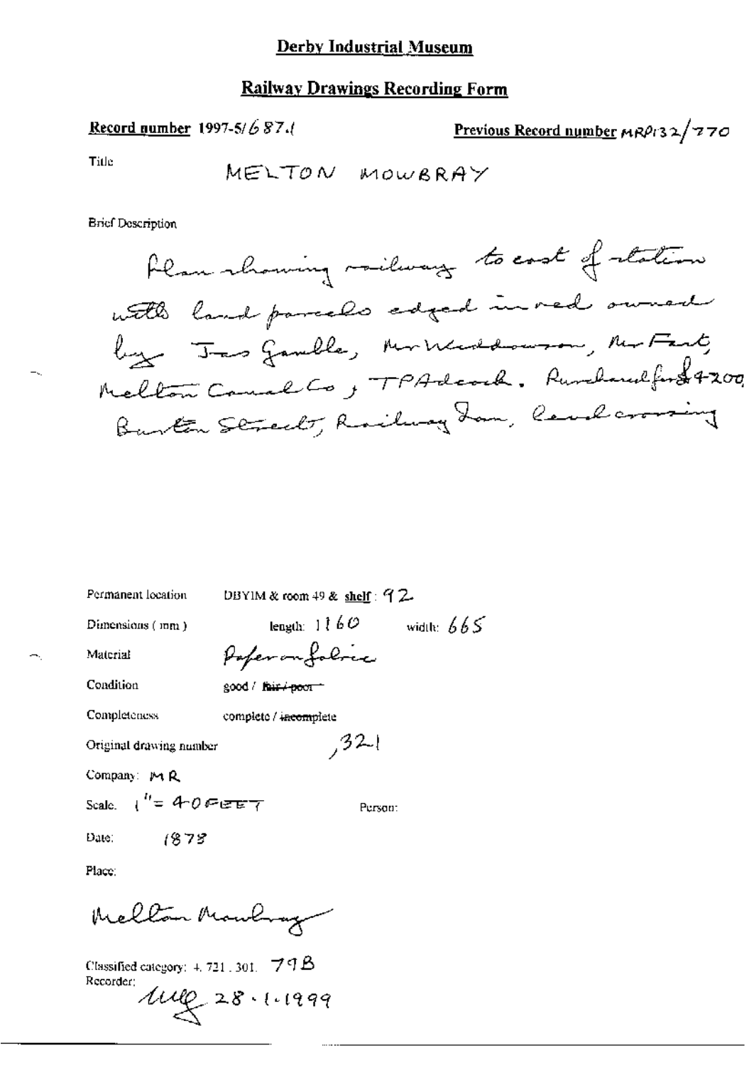**Derby Industrial Museum**

**Railway Drawings Recording Form**

**Record number** 1997-5/687.1

**Previous Record number** MRP132/770

Title

MELTON MOWBRAY

Brief Description

Plan showing railway to east of station with land parcels edged in red owned by Jas Gamble, Mr Widdowson, Mr Fast, Melton Canal Co, TP Adcock. Rumbland ford 4-200, Burton Street, Railway Inn, level crossing

Permanent location DBYIM & room 49 & **shelf**: 92

Dimensions (mm) length: 1160 width: 665

Material Paper on fabric

Condition good / ~~fair / poor~~

Completeness complete / ~~incomplete~~

Original drawing number ,321

Company: MR

Scale. 1" = 40 FEET

Person:

Date: 1878

Place:

Melton Mowbray

Classified category: 4. 721. 301. 79B

Recorder:

MUG 28.1.1999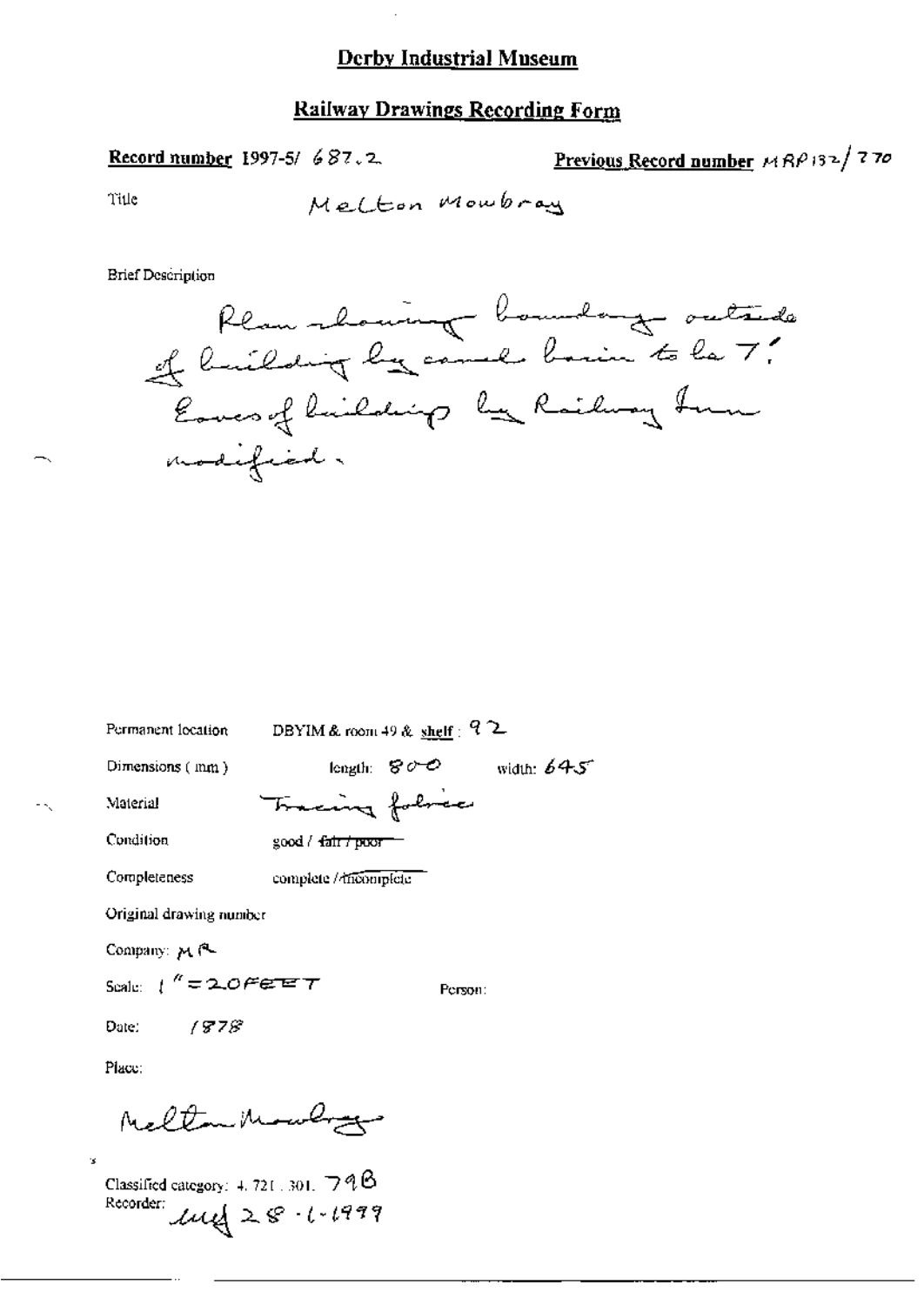# Derby Industrial Museum

## Railway Drawings Recording Form

**Record number** 1997-5/ 687.2 **Previous Record number** MRP132/770

Title Melton Mowbray

Brief Description

Plan showing boundary outside of building by canal basin to be 7'. Eaves of buildings by Railway Inn modified.

Permanent location DBYIM & room 49 & shelf: 92

Dimensions (mm) length: 800 width: 645

Material Tracing fabric

Condition good / ~~fair / poor~~

Completeness complete / ~~incomplete~~

Original drawing number

Company: MR

Scale: 1" = 20FEET Person:

Date: 1878

Place:

Melton Mowbray

Classified category: 4.721.301. 79B

Recorder: meg 28-1-1999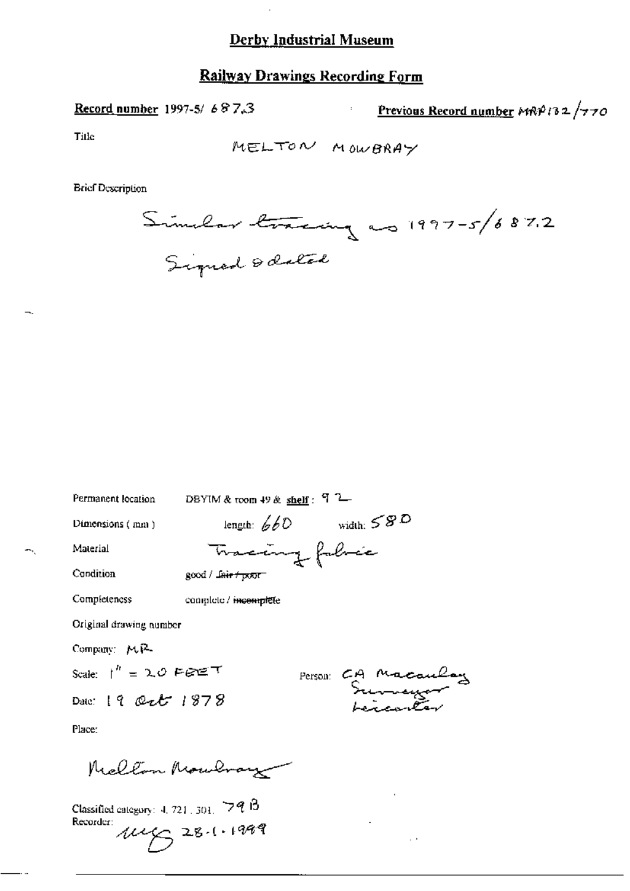# Derby Industrial Museum

## Railway Drawings Recording Form

**Record number** 1997-5/ 687.3

**Previous Record number** MRP132/770

Title

MELTON MOWBRAY

Brief Description

Similar tracing as 1997-5/687.2

Signed & dated

Permanent location DBYIM & room 49 & **shelf**: 92

Dimensions (mm) length: 660 width: 580

Material Tracing fabric

Condition good / ~~fair / poor~~

Completeness complete / ~~incomplete~~

Original drawing number

Company: MR

Scale: 1" = 20 FEET

Person: CA Macaulay Surveyor Leicester

Date: 19 Oct 1878

Place:

Melton Mowbray

Classified category: 4. 721. 301. 79B

Recorder: MG 28-1-1999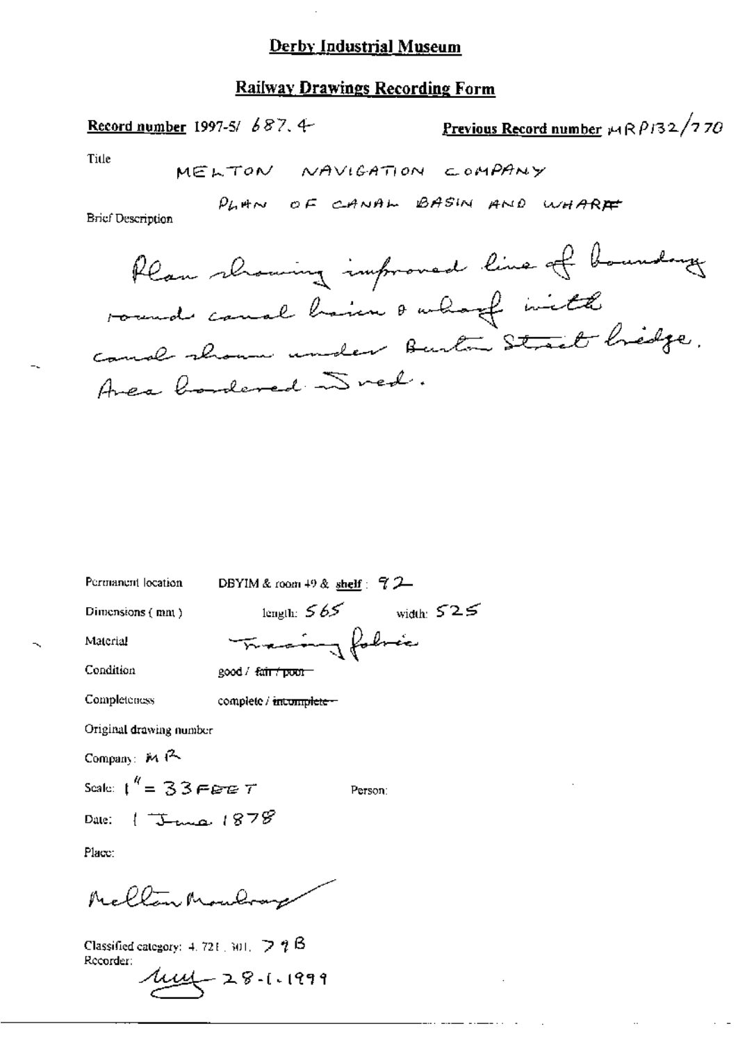# Derby Industrial Museum

## Railway Drawings Recording Form

**Record number** 1997-5/ 687.4

**Previous Record number** MRP132/770

Title

MELTON NAVIGATION COMPANY

PLAN OF CANAL BASIN AND WHARF

Brief Description

Plan showing improved line of boundary round canal basin & wharf with canal shown under Burton Street bridge. Area bordered in red.

Permanent location: DBYIM & room 49 & shelf: 92

Dimensions (mm): length: 565 width: 525

Material: Tracing fabric

Condition: good / ~~fair / poor~~

Completeness: complete / ~~incomplete~~

Original drawing number

Company: MR

Scale: 1" = 33 FEET

Person:

Date: 1 June 1878

Place:

Melton Mowbray

Classified category: 4.721.301. 79B

Recorder:

28-1-1999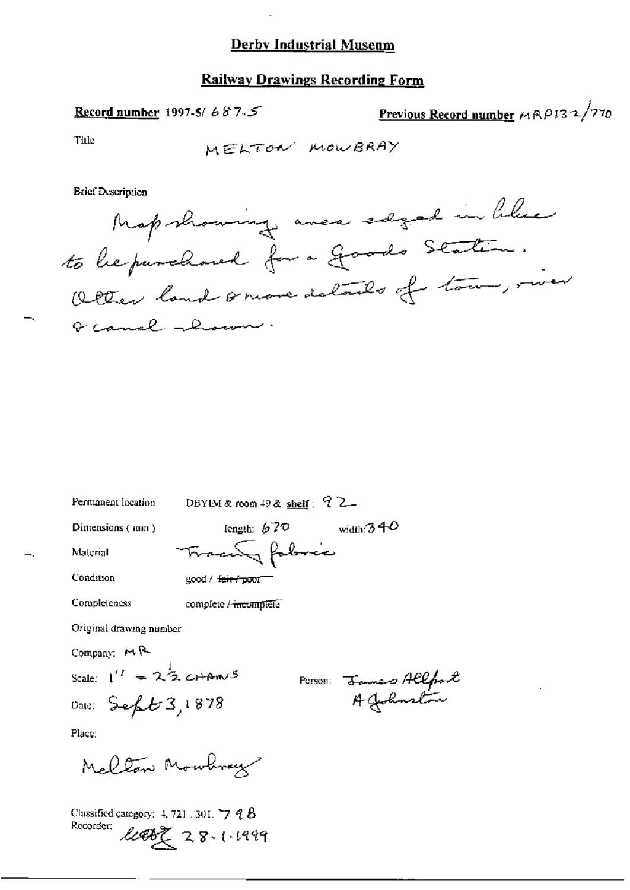# Derby Industrial Museum

## Railway Drawings Recording Form

**Record number** 1997-5/ 687.5

**Previous Record number** MRP132/770

Title: MELTON MOWBRAY

Brief Description

Map showing area edged in blue to be purchased for a Goods Station. Other land & more details of town, river & canal shown.

Permanent location: DBYIM & room 49 & **shelf**: 92

Dimensions (mm): length: 670 width: 340

Material: Tracing fabric

Condition: good / ~~fair / poor~~

Completeness: complete / ~~incomplete~~

Original drawing number

Company: MR

Scale: 1" = 2½ CHAINS

Person: James Allport, A Johnston

Date: Sept 3, 1878

Place:

Melton Mowbray

Classified category: 4. 721. 301. 798

Recorder: [signature] 28-1-1999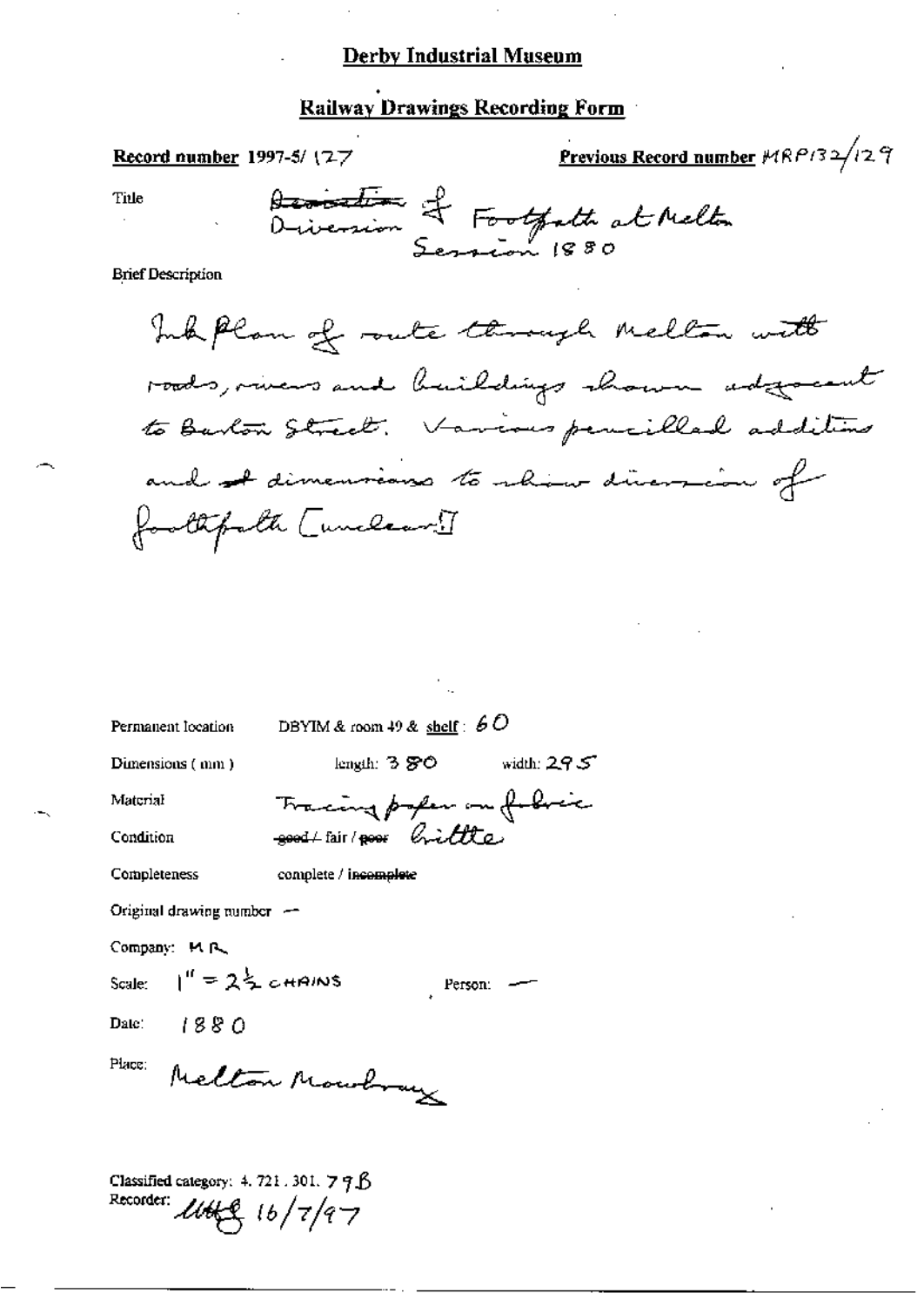**Derby Industrial Museum**

**Railway Drawings Recording Form**

**Record number** 1997-5/ 127

**Previous Record number** MRP132/129

Title

~~Deviation~~ Diversion of Footpath at Melton Session 1880

Brief Description

Ink plan of route through Melton with roads, rivers and buildings shown adjacent to Burton Street. Various pencilled additions and ~~at~~ dimensions to show diversion of footpath [unclear!]

Permanent location: DBYIM & room 49 & shelf: 60

Dimensions ( mm ): length: 380 width: 295

Material: Tracing paper on fabric

Condition: ~~good~~ / fair / ~~poor~~ brittle

Completeness: complete / ~~incomplete~~

Original drawing number: —

Company: MR

Scale: 1" = 2½ CHAINS

Person: —

Date: 1880

Place: Melton Mowbray

Classified category: 4. 721 . 301. 79B

Recorder: [initials] 16/7/97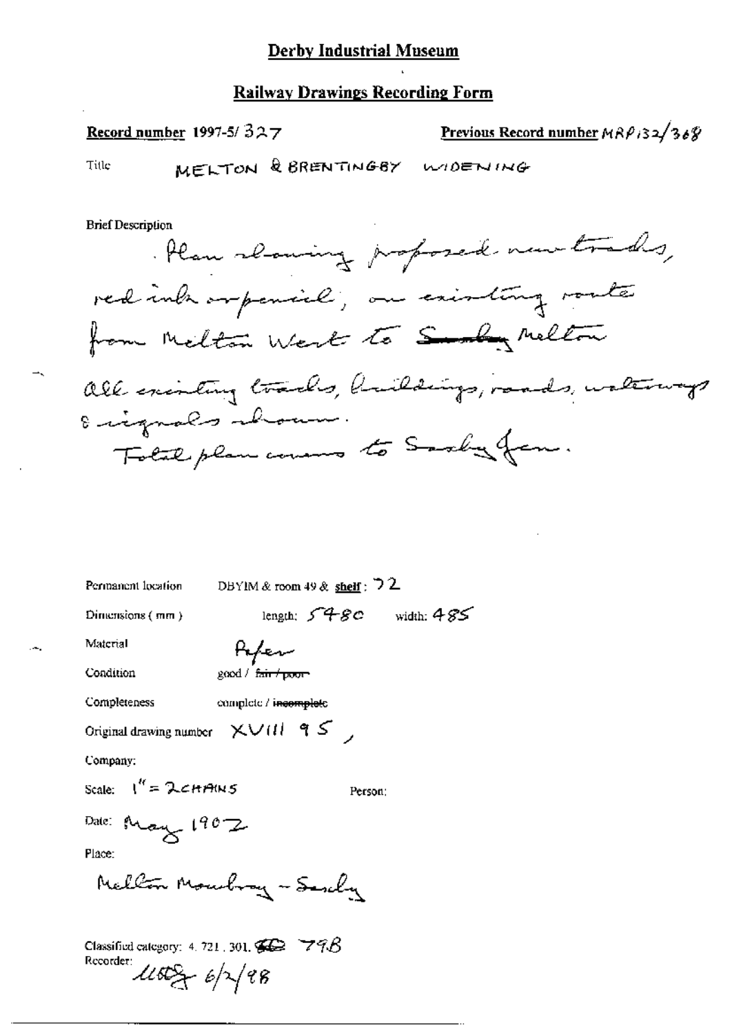# Derby Industrial Museum

## Railway Drawings Recording Form

**Record number** 1997-5/ 327

**Previous Record number** MRP132/368

Title MELTON & BRENTINGBY WIDENING

Brief Description

Plan showing proposed new tracks, red ink or pencil, on existing route from Melton West to ~~Saxby~~ Melton

All existing tracks, buildings, roads, waterways & signals shown.

Total plan covers to Saxby Jcn.

Permanent location DBYIM & room 49 & **shelf**: 72

Dimensions (mm) length: 5480 width: 485

Material Paper

Condition good / ~~fair / poor~~

Completeness complete / ~~incomplete~~

Original drawing number XVIII 95,

Company:

Scale: 1" = 2CHAINS

Person:

Date: May 1902

Place:

Melton Mowbray - Saxby

Classified category: 4. 721. 301. 798

Recorder: 6/2/98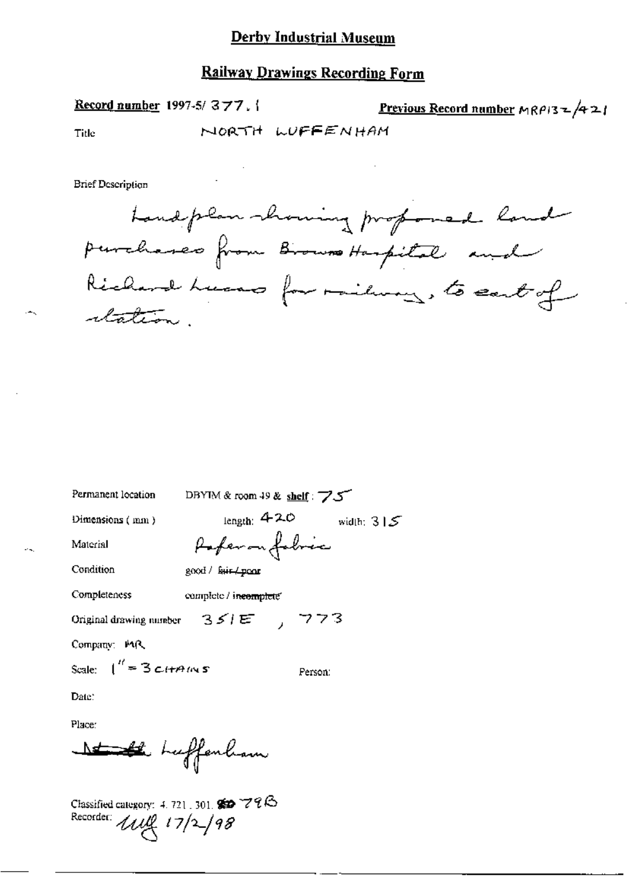# Derby Industrial Museum

## Railway Drawings Recording Form

**Record number** 1997-5/ 377.1

**Previous Record number** MRP132/421

Title NORTH LUFFENHAM

Brief Description

Land plan showing proposed land purchases from Browns Hospital and Richard Lucas for railway, to east of station.

Permanent location DBYIM & room 49 & **shelf**: 75

Dimensions (mm) length: 420 width: 315

Material Paper on fabric

Condition good / ~~fair / poor~~

Completeness complete / ~~incomplete~~

Original drawing number 351E, 773

Company: MR

Scale: 1" = 3 CHAINS

Person:

Date:

Place:

~~North~~ Luffenham

Classified category: 4.721.301. ~~80~~ 79B

Recorder: MQ 17/2/98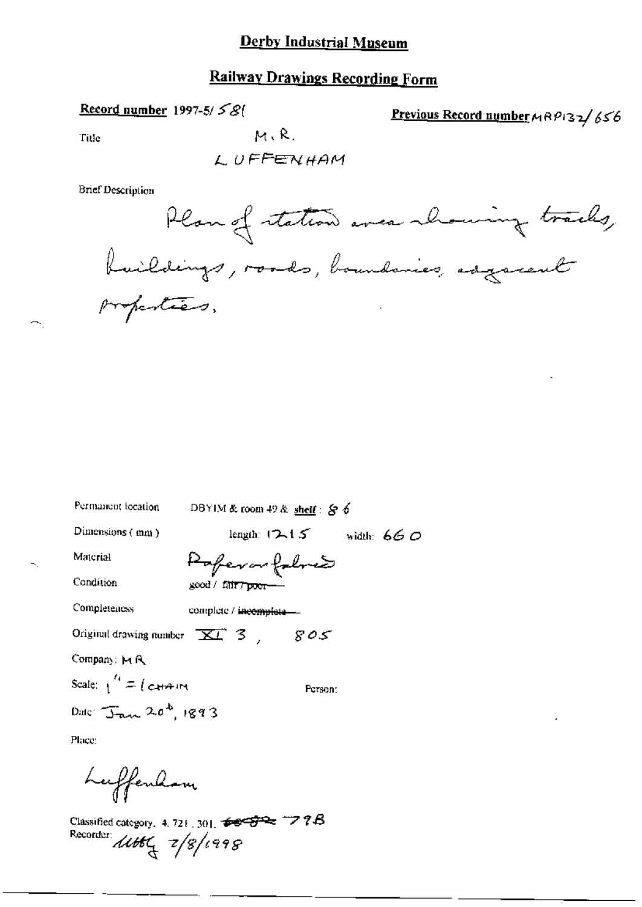# Derby Industrial Museum

## Railway Drawings Recording Form

**Record number** 1997-5/ 581

**Previous Record number** MRP132/656

Title

M.R.
LUFFENHAM

Brief Description

Plan of station area showing tracks, buildings, roads, boundaries, adjacent properties.

Permanent location DBYIM & room 49 & shelf : 86

Dimensions ( mm ) length: 1215 width: 660

Material Paper on fabric

Condition good / ~~fair / poor~~

Completeness complete / ~~incomplete~~

Original drawing number XI 3 , 805

Company: MR

Scale: 1" = 1 CHAIN

Person:

Date: Jan 20th, 1893

Place:

Luffenham

Classified category. 4. 721 . 301. ~~~~ 79B

Recorder: ~~~~ 2/8/1998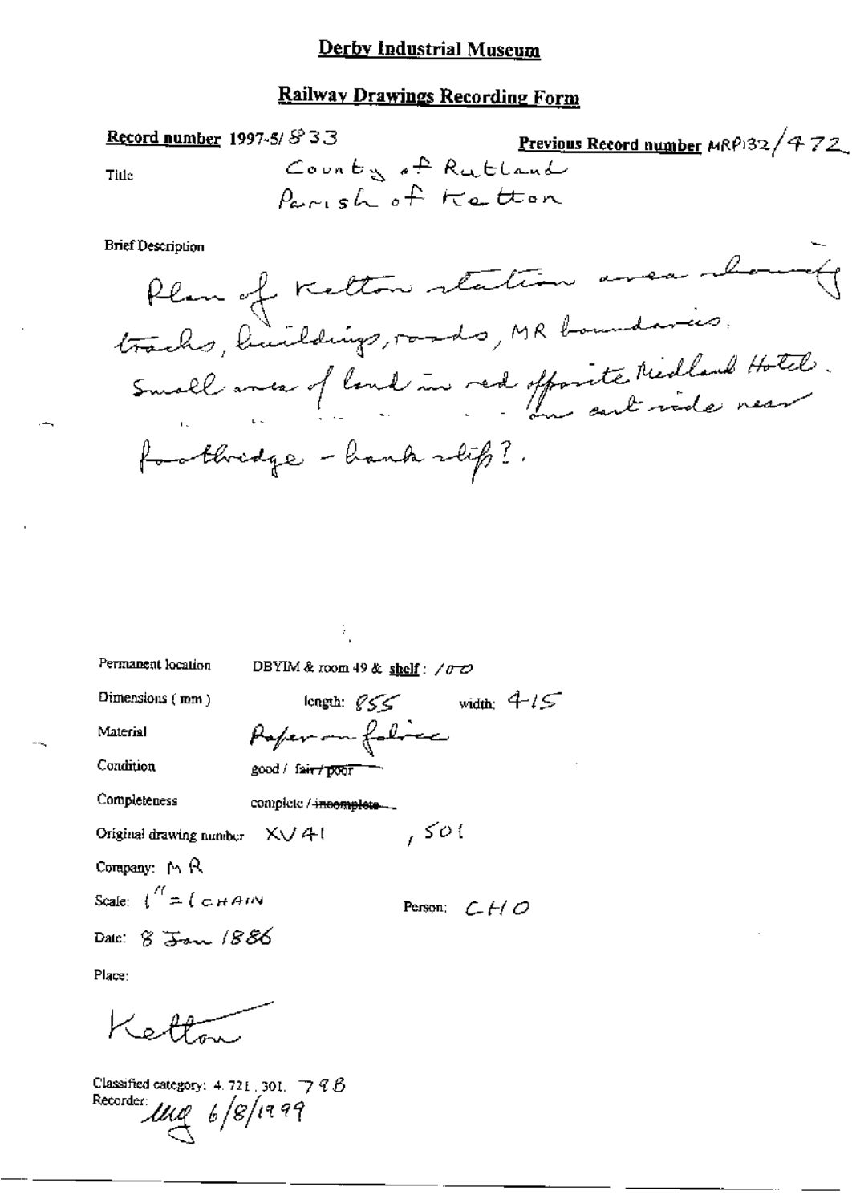# Derby Industrial Museum

## Railway Drawings Recording Form

**Record number** 1997-5/ 833

**Previous Record number** MRP132/472

Title: County of Rutland
Parish of Ketton

Brief Description

Plan of Ketton station area showing tracks, buildings, roads, MR boundaries. Small area of land in red opposite Midland Hotel on east side near footbridge - bank slip?.

Permanent location: DBYIM & room 49 & shelf: 100

Dimensions (mm): length: 855 width: 415

Material: Paper on fabric

Condition: good / ~~fair / poor~~

Completeness: complete / ~~incomplete~~

Original drawing number: XV 41 , 501

Company: MR

Scale: 1" = 1 CHAIN

Person: CHO

Date: 8 Jan 1886

Place:

Ketton

Classified category: 4. 721 , 301, 798

Recorder: MG 6/8/1999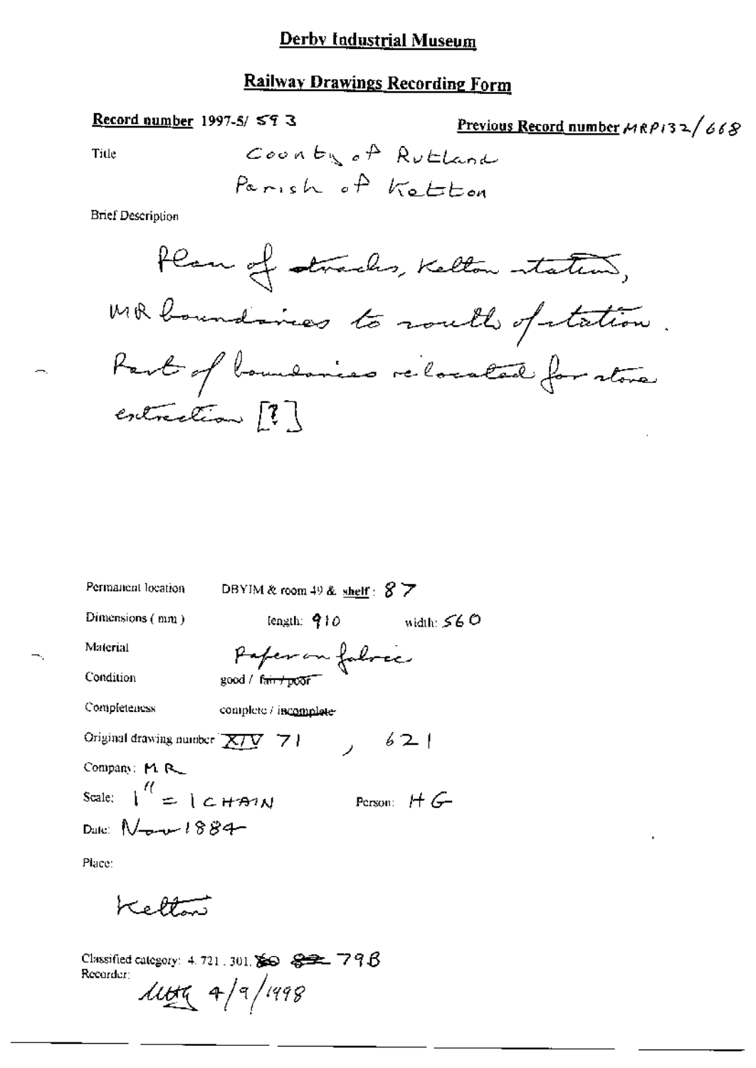# Derby Industrial Museum

## Railway Drawings Recording Form

**Record number** 1997-5/ 593

**Previous Record number** MRP132/668

Title

County of Rutland
Parish of Ketton

Brief Description

Plan of tracks, Ketton station, MR boundaries to south of station. Part of boundaries relocated for stone extraction [?]

Permanent location DBYIM & room 49 & shelf: 87

Dimensions (mm) length: 910 width: 560

Material Paper on fabric

Condition good / ~~fair / poor~~

Completeness complete / ~~incomplete~~

Original drawing number XIV 71, 621

Company: M R

Scale: 1" = 1 CHAIN Person: HG

Date: Nov 1884

Place:

Ketton

Classified category: 4.721.301. ~~80~~ ~~82~~ 79B

Recorder:

MHG 4/9/1998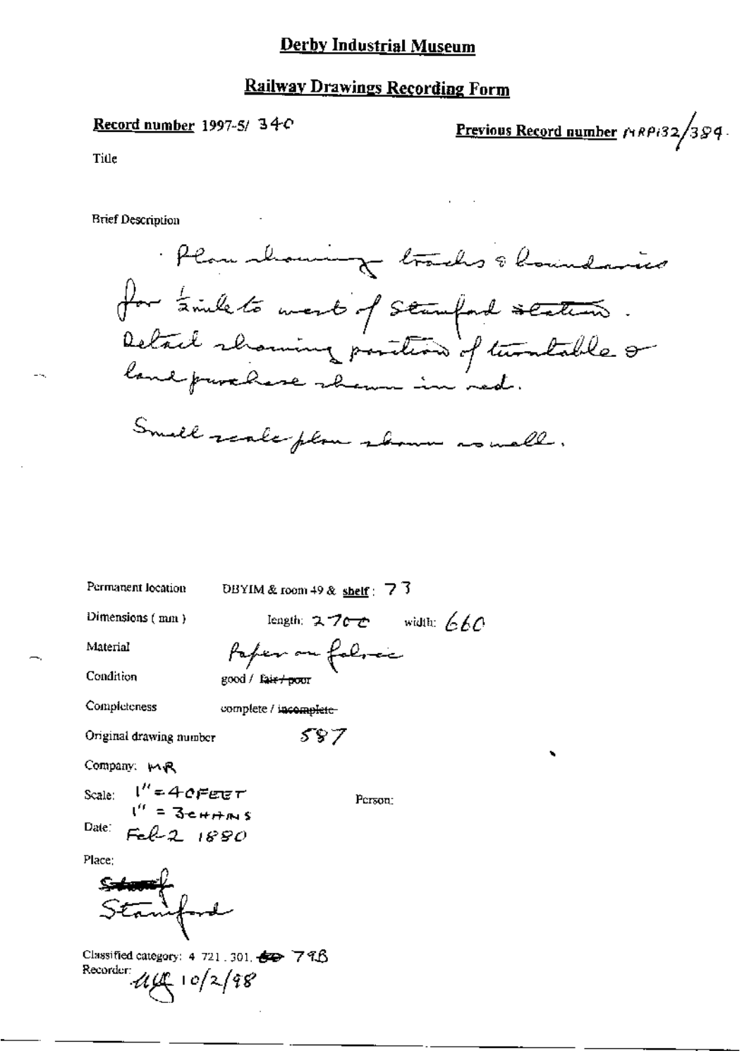# Derby Industrial Museum

## Railway Drawings Recording Form

**Record number** 1997-5/ 340

**Previous Record number** MRP132/384

Title

Brief Description

Plan showing tracks & boundaries for ½ mile to west of Stamford station. Detail showing position of turntable & land purchase shown in red.

Small scale plan shown as well.

Permanent location: DBYIM & room 49 & shelf: 73

Dimensions (mm): length: 2700 width: 660

Material: Paper on fabric

Condition: good / ~~fair / poor~~

Completeness: complete / ~~incomplete~~

Original drawing number: 587

Company: MR

Scale: 1" = 40 FEET
1" = 3 CHAINS

Person:

Date: Feb 2 1890

Place: ~~Stamf~~ Stamford

Classified category: 4 721.301. ~~60~~ 798

Recorder: *ug* 10/2/98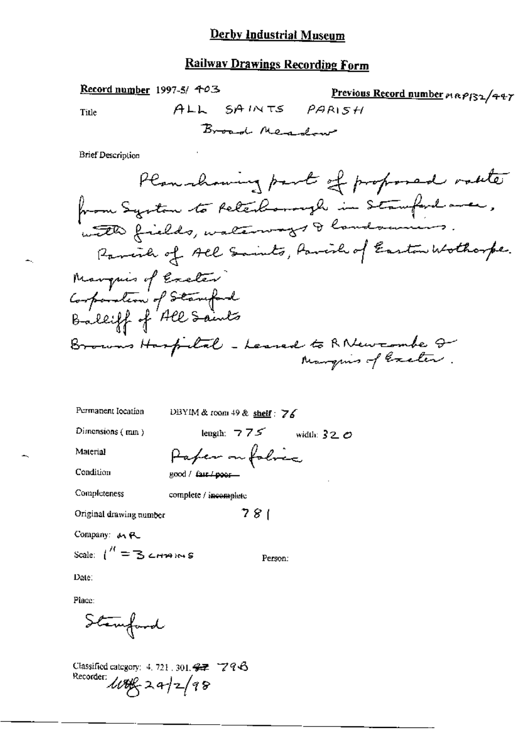# Derby Industrial Museum

## Railway Drawings Recording Form

**Record number** 1997-5/ 403

**Previous Record number** MRP132/447

Title ALL SAINTS PARISH

Broad Meadow

Brief Description

Plan showing part of proposed route from Syston to Peterborough in Stamford area, with fields, waterways & landowners.
Parish of All Saints, Parish of Easton Wothorpe.
Marquis of Exeter
Corporation of Stamford
Bailiff of All Saints
Browns Hospital - Leased to R Newcombe & Marquis of Exeter.

Permanent location DBYIM & room 49 & **shelf**: 76

Dimensions (mm) length: 775 width: 320

Material Paper on fabric

Condition good / ~~fair / poor~~

Completeness complete / ~~incomplete~~

Original drawing number 781

Company: MR

Scale: 1" = 3 CHAINS

Person:

Date:

Place:

Stamford

Classified category: 4. 721. 301. ~~97~~ 798

Recorder: [initials] 24/2/98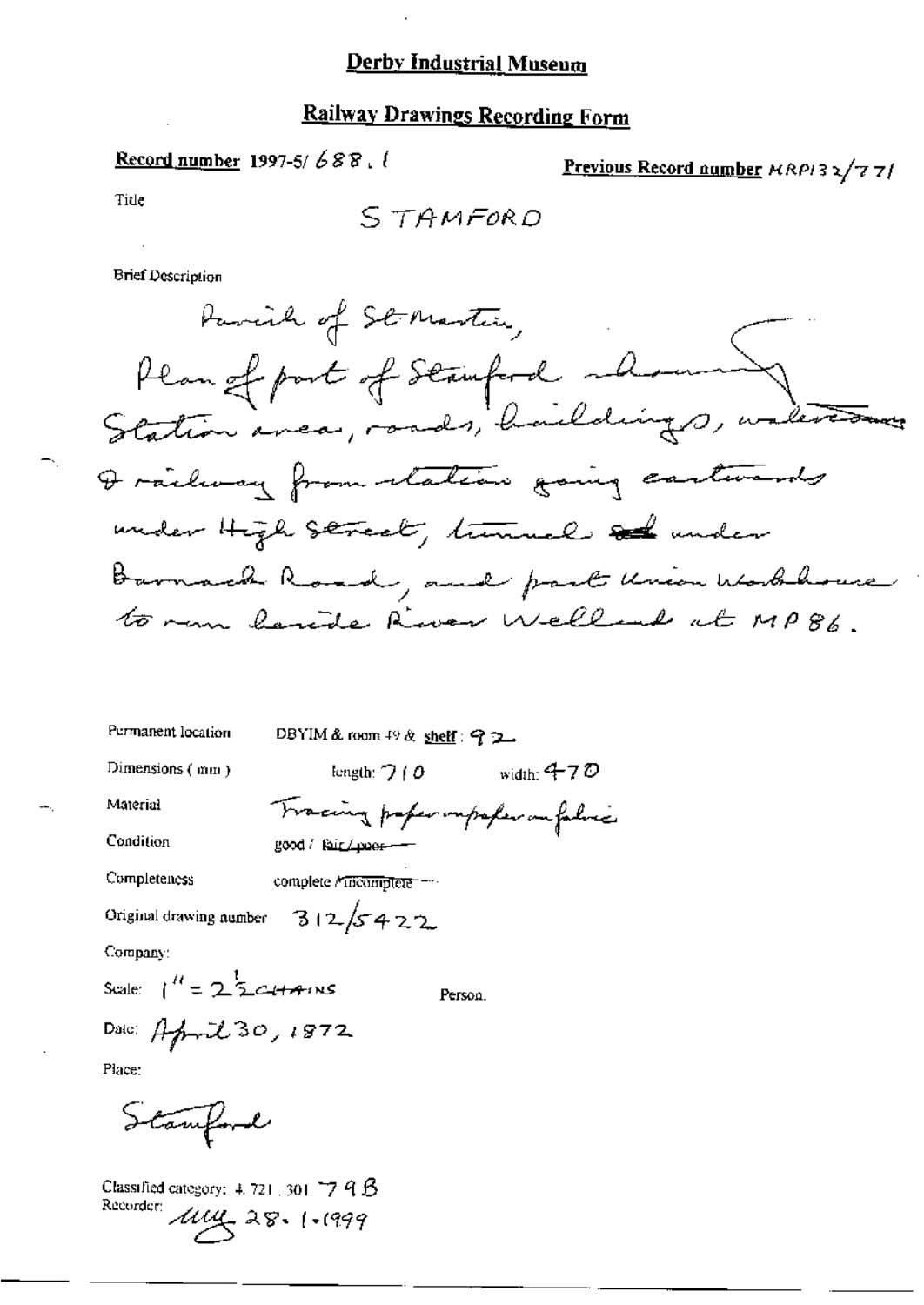# Derby Industrial Museum

## Railway Drawings Recording Form

**Record number** 1997-5/ 688 . 1

**Previous Record number** MRP132/771

Title

STAMFORD

Brief Description

Parish of St Martin,
Plan of part of Stamford showing Station area, roads, buildings, watercourse & railway from station going eastwards under High Street, tunnel ~~and~~ under Barrack Road, and past Union Workhouse to run beside River Welland at MP86.

Permanent location: DBYIM & room 49 & **shelf**: 92

Dimensions (mm): length: 710 width: 470

Material: Tracing paper on paper on fabric

Condition: good / ~~fair / poor~~

Completeness: complete / ~~incomplete~~

Original drawing number: 312/5422

Company:

Scale: 1" = 2½ CHAINS

Person.

Date: April 30, 1872

Place:

Stamford

Classified category: 4. 721 . 301. 79B

Recorder: [initials] 28. 1. 1999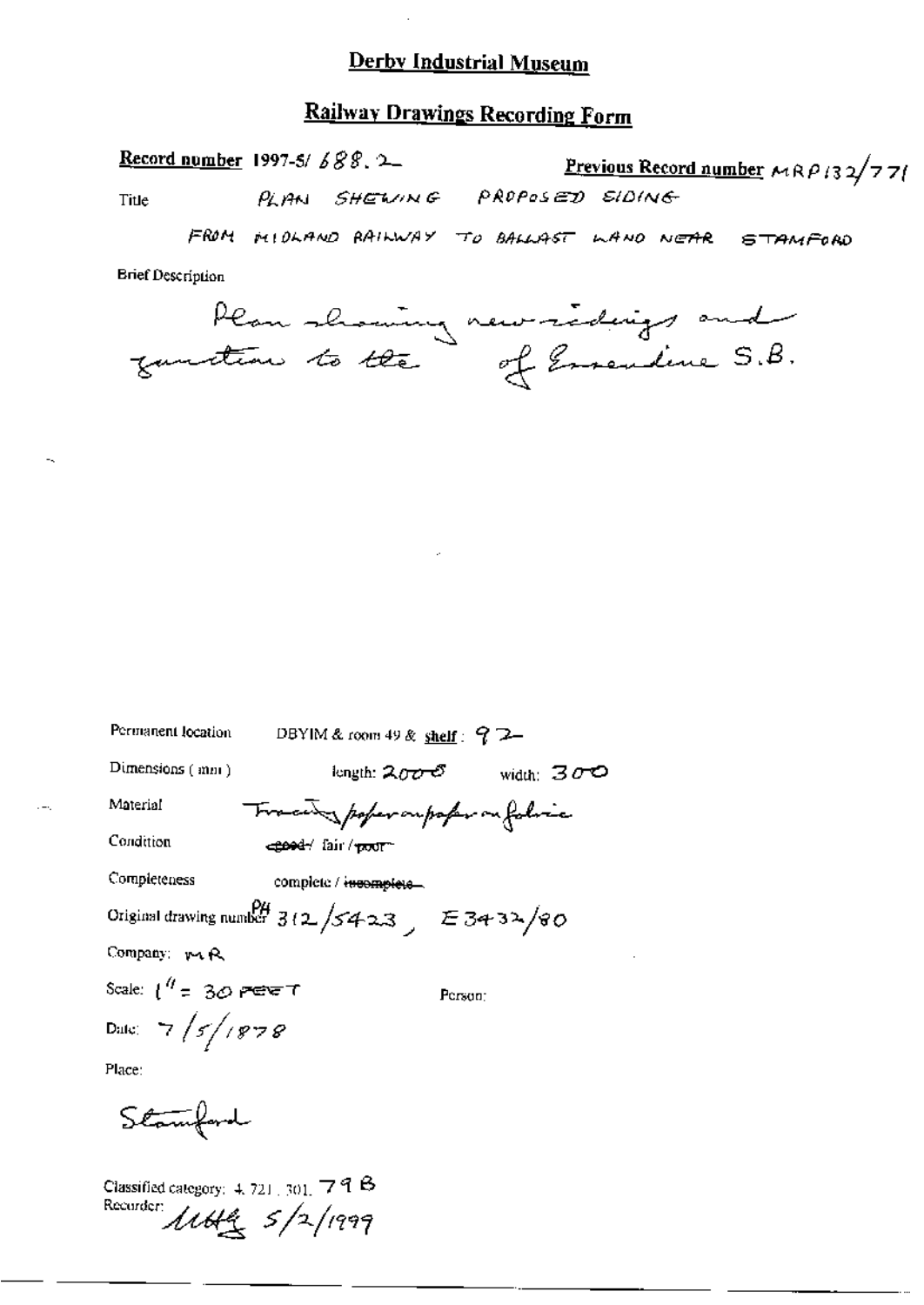# Derby Industrial Museum

## Railway Drawings Recording Form

**Record number** 1997-5/ 688. 2 **Previous Record number** MRP132/771

Title PLAN SHEWING PROPOSED SIDING FROM MIDLAND RAILWAY TO BALLAST LAND NEAR STAMFORD

Brief Description

Plan showing new sidings and junction to the of Essendine S.B.

Permanent location DBYIM & room 49 & **shelf** : 92

Dimensions (mm) length: 2000 width: 300

Material Tracing paper on paper on fabric

Condition ~~good~~ / fair / ~~poor~~

Completeness complete / ~~incomplete~~

Original drawing number PH 312/5423 , E 3432/80

Company: MR

Scale: 1" = 30 FEET Person:

Date: 7/5/1878

Place:

Stamford

Classified category: 4. 721. 301. 79 B

Recorder: MHG 5/2/1999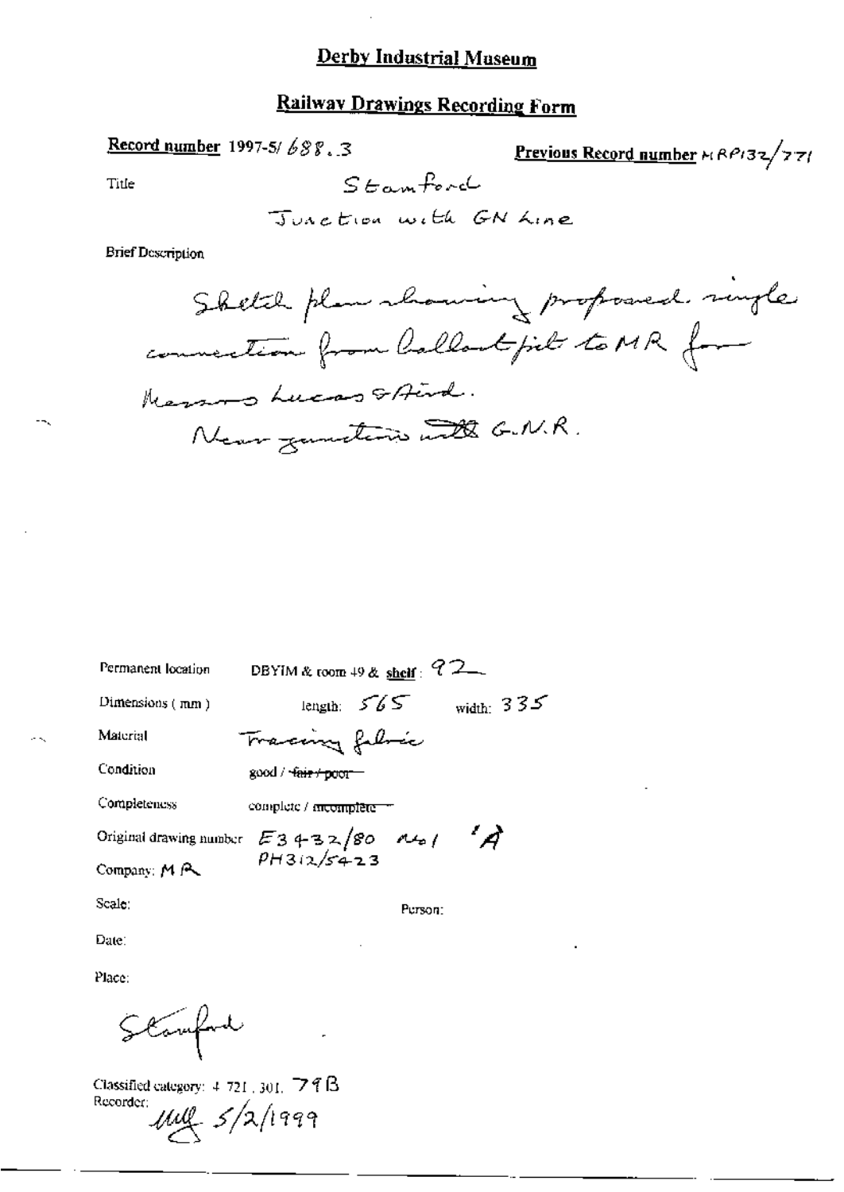# Derby Industrial Museum

## Railway Drawings Recording Form

**Record number** 1997-5/ 688.3

**Previous Record number** MRP132/771

Title: Stamford
Junction with GN Line

Brief Description

Sketch plan showing proposed single connection from ballast pits to MR for Messrs Lucas & Aird.
Near junction with G.N.R.

Permanent location: DBYIM & room 49 & **shelf**: 92

Dimensions (mm): length: 565 width: 335

Material: Tracing fabric

Condition: good / ~~fair / poor~~

Completeness: complete / ~~incomplete~~

Original drawing number: E3432/80 No 1 'A'
PH312/5423

Company: MR

Scale:

Person:

Date:

Place:

Stamford

Classified category: 4.721.301. 79B

Recorder: [initials] 5/2/1999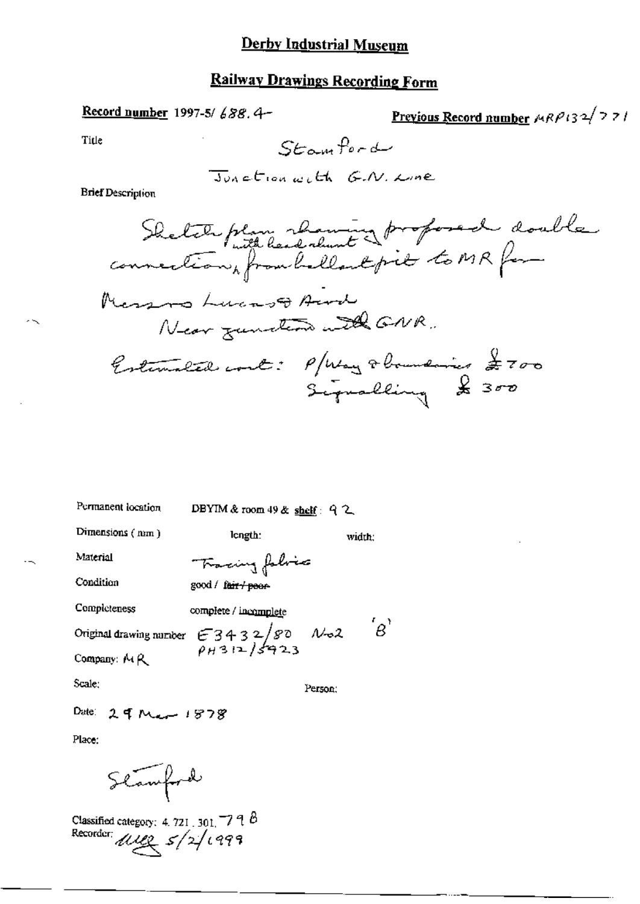# Derby Industrial Museum

## Railway Drawings Recording Form

**Record number** 1997-5/ 688.4

**Previous Record number** MRP132/771

Title

Stamford

Junction with G.N. Line

Brief Description

Sketch plan showing proposed double connection, with lead about from ballast pit to MR for Messrs Lucas & Aird
Near junction with GNR.

Estimated cost: P/Way & boundaries £700
Signalling £300

Permanent location DBYIM & room 49 & shelf: 92

Dimensions (mm) length: width:

Material Tracing fabric

Condition good / ~~fair / poor~~

Completeness complete / incomplete

Original drawing number E3432/80 No2 'B'
PH312/5923

Company: MR

Scale: Person:

Date: 29 Mar 1878

Place:

Stamford

Classified category: 4.721.301.79 B

Recorder: [illegible] 5/2/1999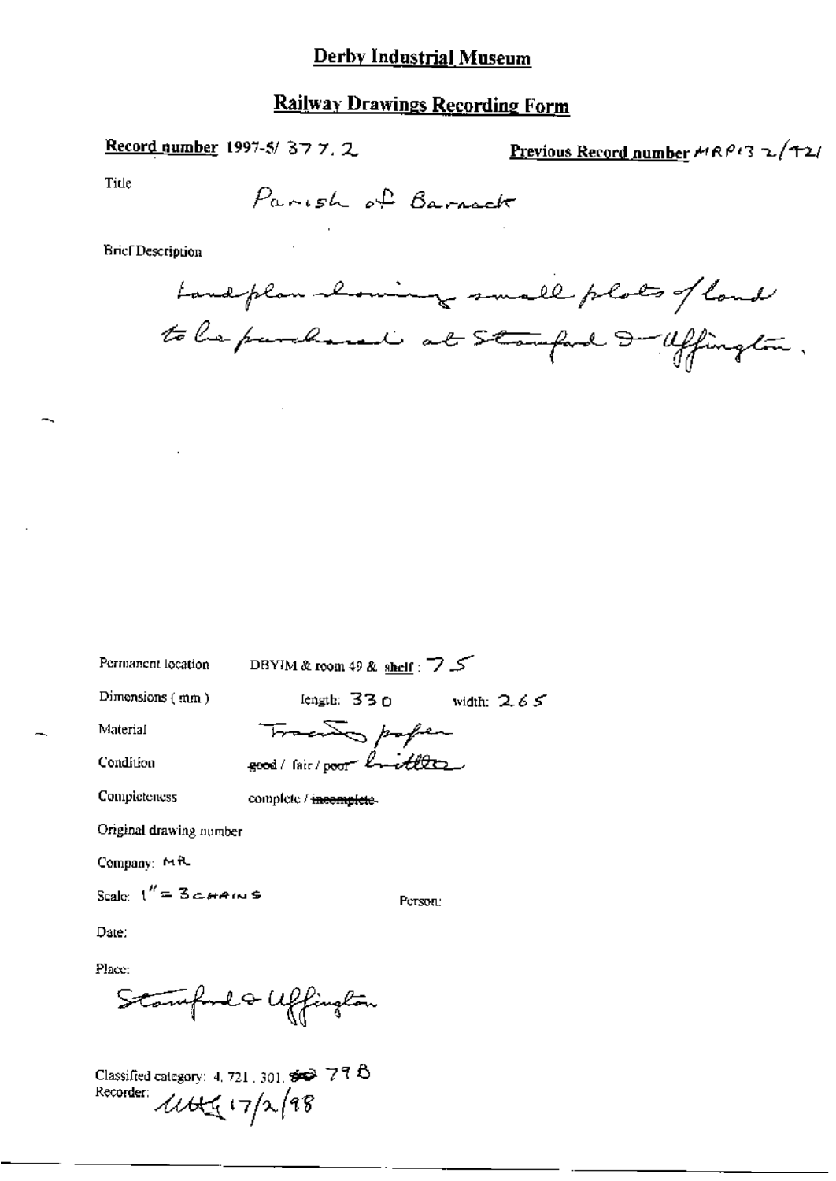# Derby Industrial Museum

## Railway Drawings Recording Form

**Record number** 1997-5/ 377. 2

**Previous Record number** MRP132/421

Title

Parish of Barnack

Brief Description

Land plan showing small plots of land to be purchased at Stamford & Uffington.

Permanent location DBYIM & room 49 & shelf : 75

Dimensions (mm) length: 330 width: 265

Material Tracing paper

Condition ~~good~~ / fair / ~~poor~~ brittle

Completeness complete / ~~incomplete~~

Original drawing number

Company: MR

Scale: 1" = 3 CHAINS

Person:

Date:

Place:

Stamford & Uffington

Classified category: 4. 721. 301. ~~50~~ 79 B

Recorder: MHG 17/2/98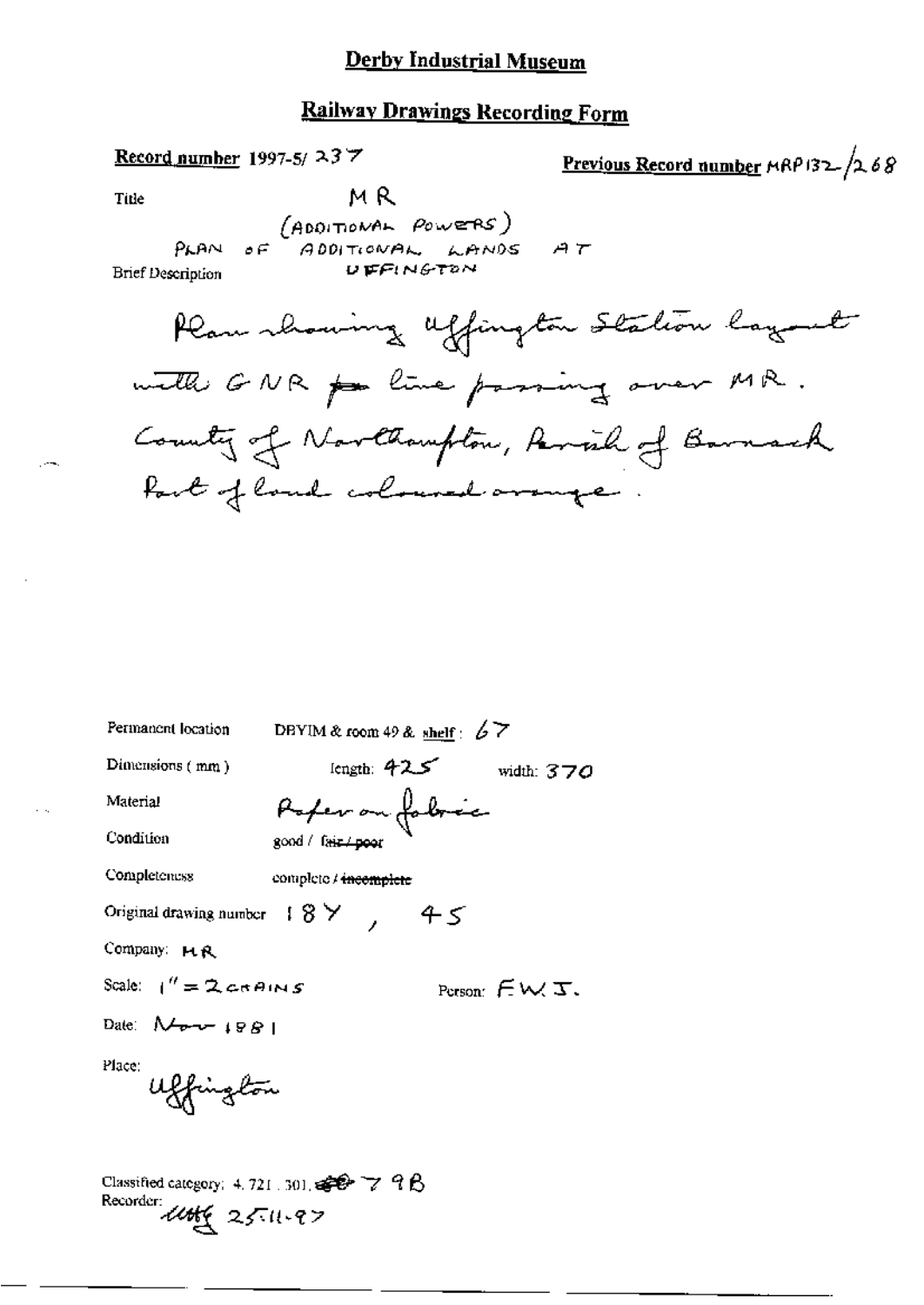# Derby Industrial Museum

## Railway Drawings Recording Form

**Record number** 1997-5/ 237

**Previous Record number** MRP132/268

Title

MR
(ADDITIONAL POWERS)
PLAN OF ADDITIONAL LANDS AT UFFINGTON

Brief Description

Plan showing Uffington Station layout with GNR line passing over MR. County of Northampton, Parish of Barnack Part of land coloured orange.

Permanent location DBYIM & room 49 & shelf: 67

Dimensions (mm) length: 425 width: 370

Material Paper on fabric

Condition good / ~~fair / poor~~

Completeness complete / ~~incomplete~~

Original drawing number 18Y, 45

Company: MR

Scale: 1" = 2 CHAINS

Person: FWJ.

Date: Nov 1881

Place: Uffington

Classified category: 4.721.301. 79B

Recorder: [initials] 25-11-97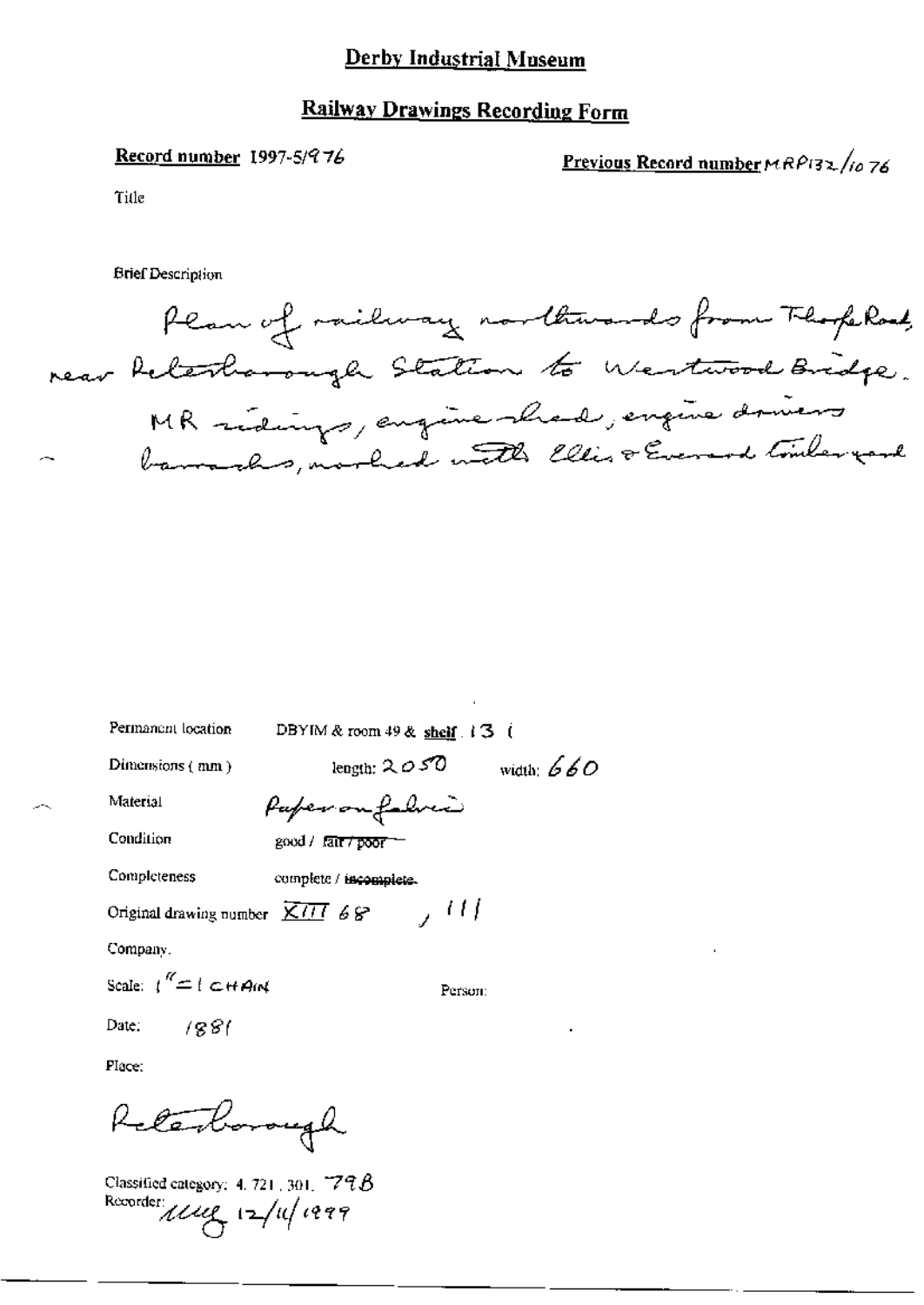# Derby Industrial Museum

## Railway Drawings Recording Form

**Record number** 1997-5/976

**Previous Record number** MRP132/1076

Title

Brief Description

Plan of railway northwards from Thorpe Road, near Peterborough Station to Westwood Bridge. MR sidings, engine shed, engine drivers barracks, marked with Ellis & Everard timber yard

Permanent location DBYIM & room 49 & **shelf** 131

Dimensions (mm) length: 2050 width: 660

Material Paper on fabric

Condition good / ~~fair / poor~~

Completeness complete / ~~incomplete~~

Original drawing number XIII 68, 111

Company.

Scale: 1" = 1 CHAIN

Person:

Date: 1881

Place:

Peterborough

Classified category: 4.721.301.79B

Recorder: MUG 12/11/1999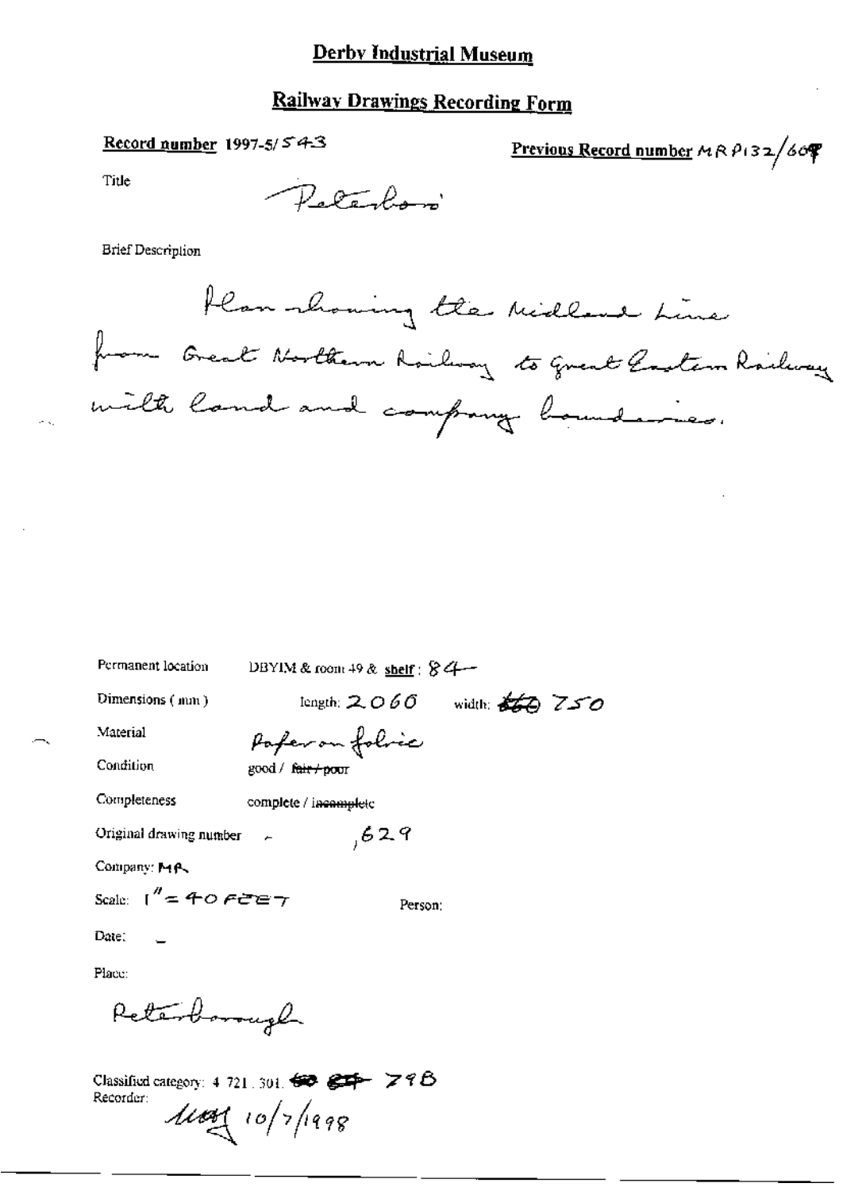# Derby Industrial Museum

## Railway Drawings Recording Form

**Record number** 1997-5/543

**Previous Record number** MRP132/609

Title

Peterboro'

Brief Description

Plan showing the Midland Line from Great Northern Railway to Great Eastern Railway with land and company boundaries.

Permanent location: DBYIM & room 49 & **shelf**: 84

Dimensions (mm): length: 2060 width: ~~660~~ 750

Material: Paper on fabric

Condition: good / ~~fair / poor~~

Completeness: complete / ~~incomplete~~

Original drawing number: 629

Company: MR

Scale: 1" = 40 FEET

Person:

Date: –

Place:

Peterborough

Classified category: 4.721.301. ~~60~~ ~~65~~ 79B

Recorder: 10/7/1998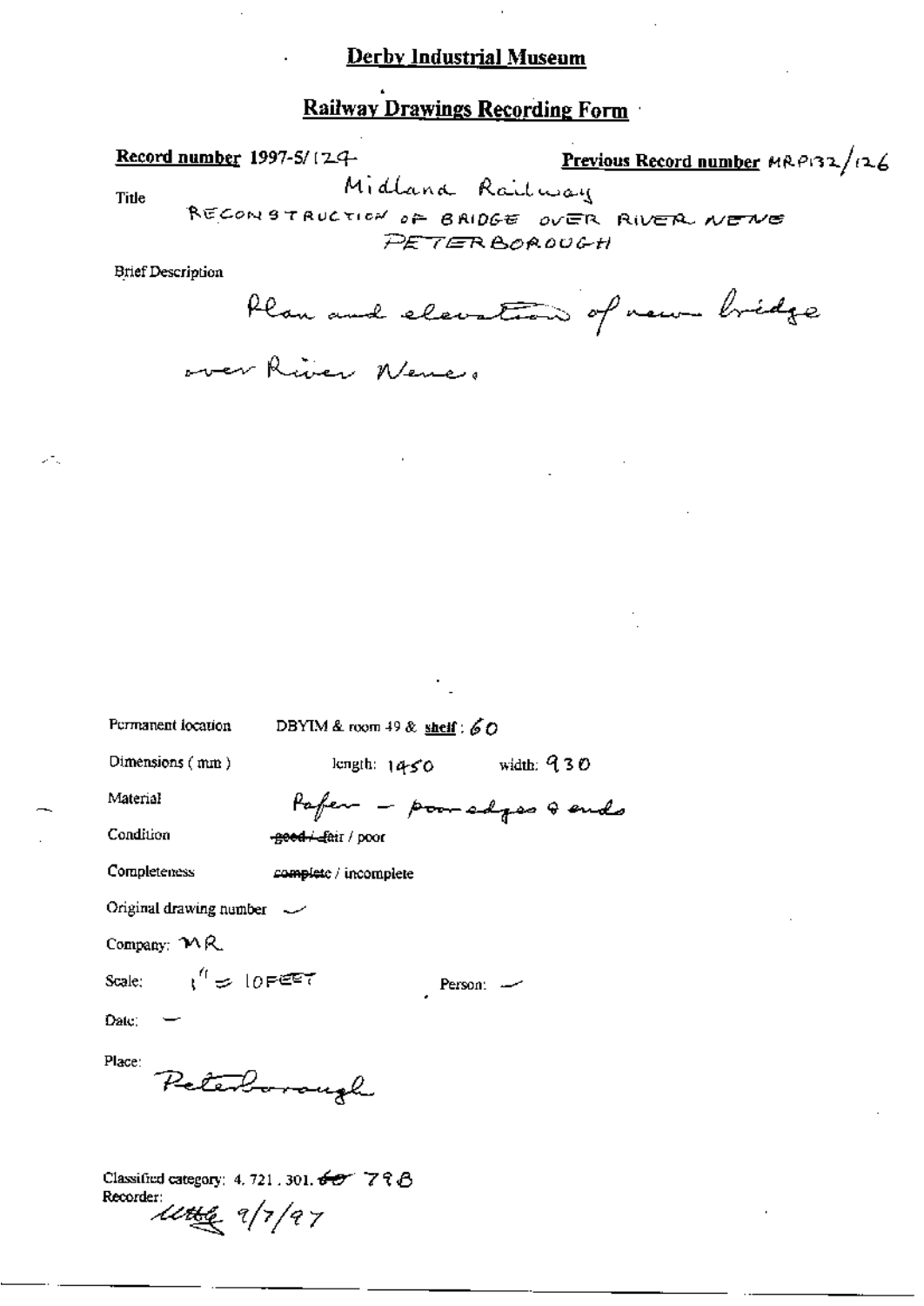# Derby Industrial Museum

## Railway Drawings Recording Form

**Record number** 1997-5/129  **Previous Record number** MRP132/126

Title: Midland Railway
RECONSTRUCTION OF BRIDGE OVER RIVER NENE
PETERBOROUGH

Brief Description

Plan and elevation of new bridge over River Nene.

Permanent location: DBYIM & room 49 & **shelf**: 60

Dimensions (mm): length: 1450 width: 930

Material: Paper – poor edges & ends

Condition: ~~good / fair~~ / poor

Completeness: ~~complete~~ / incomplete

Original drawing number: –

Company: MR

Scale: 1" = 10FEET  Person: –

Date: –

Place: Peterborough

Classified category: 4. 721. 301. ~~60~~ 79B

Recorder: Ultte 9/7/97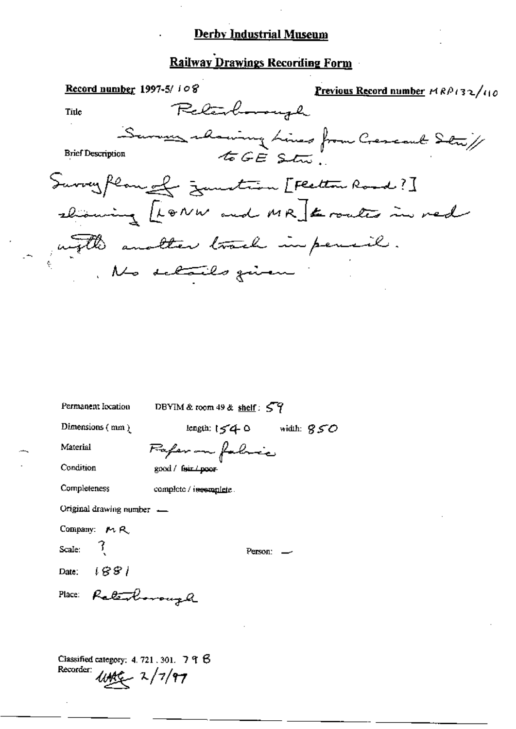# Derby Industrial Museum

## Railway Drawings Recording Form

**Record number** 1997-5/ 108

**Previous Record number** MRP132/110

Title: Peterborough

Brief Description: Survey showing lines from Crescent Stn// to GE Stn.

Survey plan of junction [Fletton Road?] showing [L&NW and MR] to routes in red with another track in pencil. No details given

Permanent location: DBYIM & room 49 & shelf: 59

Dimensions (mm): length: 1540 width: 850

Material: Paper on fabric

Condition: good / ~~fair / poor~~

Completeness: complete / ~~incomplete~~.

Original drawing number: —

Company: MR

Scale: ?

Person: —

Date: 1881

Place: Peterborough

Classified category: 4. 721 . 301. 7 9 B

Recorder: [signature] 2/7/97